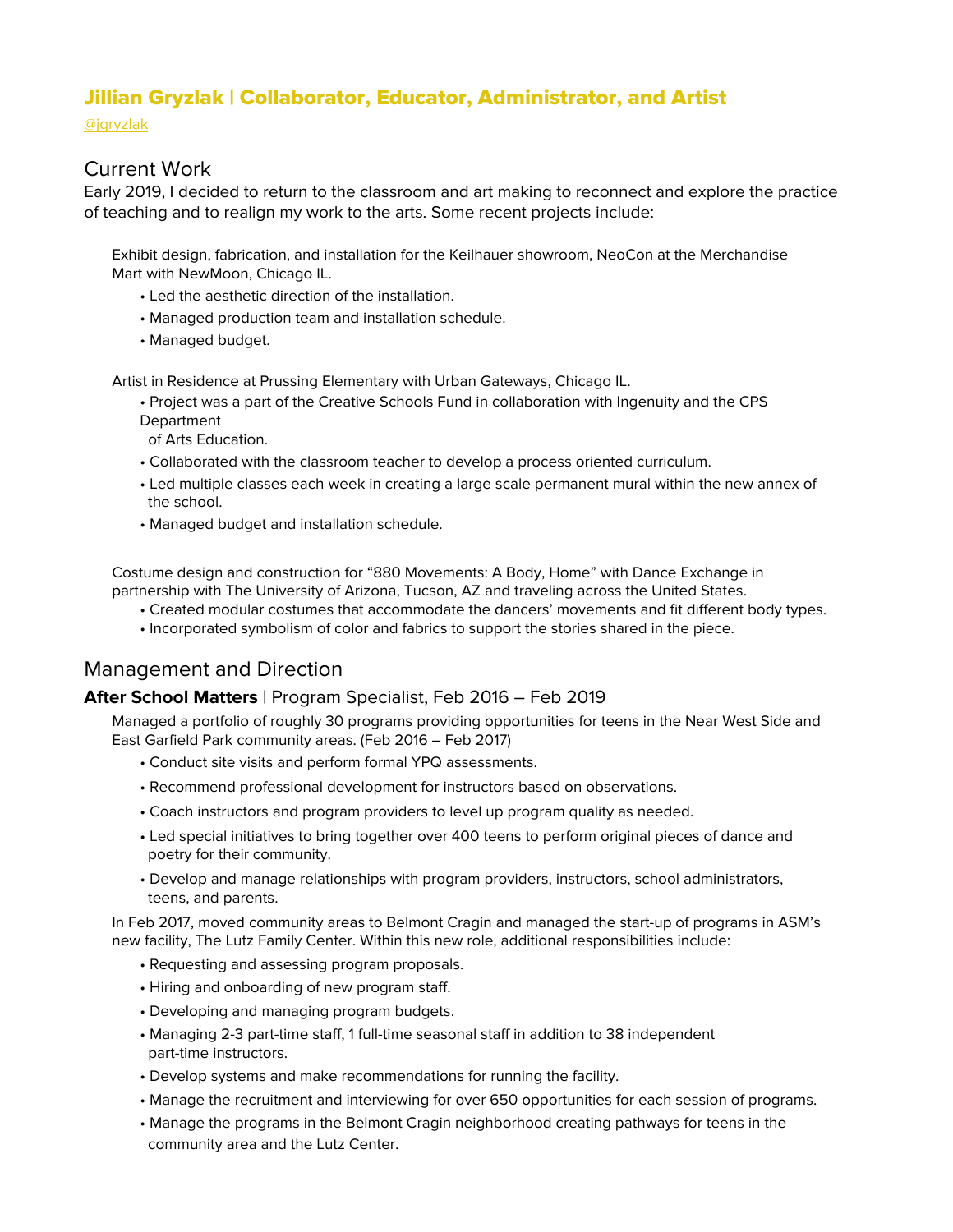# Jillian Gryzlak | Collaborator, Educator, Administrator, and Artist

@jgryzlak

## Current Work

Early 2019, I decided to return to the classroom and art making to reconnect and explore the practice of teaching and to realign my work to the arts. Some recent projects include:

Exhibit design, fabrication, and installation for the Keilhauer showroom, NeoCon at the Merchandise Mart with NewMoon, Chicago IL.

- Led the aesthetic direction of the installation.
- Managed production team and installation schedule.
- Managed budget.

Artist in Residence at Prussing Elementary with Urban Gateways, Chicago IL.

- Project was a part of the Creative Schools Fund in collaboration with Ingenuity and the CPS Department of Arts Education.
- Collaborated with the classroom teacher to develop a process oriented curriculum.
- Led multiple classes each week in creating a large scale permanent mural within the new annex of the school.
- Managed budget and installation schedule.

Costume design and construction for "880 Movements: A Body, Home" with Dance Exchange in partnership with The University of Arizona, Tucson, AZ and traveling across the United States.

- Created modular costumes that accommodate the dancers' movements and fit different body types.
- Incorporated symbolism of color and fabrics to support the stories shared in the piece.

## Management and Direction

### **After School Matters** | Program Specialist, Feb 2016 – Feb 2019

Managed a portfolio of roughly 30 programs providing opportunities for teens in the Near West Side and East Garfield Park community areas. (Feb 2016 – Feb 2017)

- Conduct site visits and perform formal YPQ assessments.
- Recommend professional development for instructors based on observations.
- Coach instructors and program providers to level up program quality as needed.
- Led special initiatives to bring together over 400 teens to perform original pieces of dance and poetry for their community.
- Develop and manage relationships with program providers, instructors, school administrators, teens, and parents.

In Feb 2017, moved community areas to Belmont Cragin and managed the start-up of programs in ASM's new facility, The Lutz Family Center. Within this new role, additional responsibilities include:

- Requesting and assessing program proposals.
- Hiring and onboarding of new program staff.
- Developing and managing program budgets.
- Managing 2-3 part-time staff, 1 full-time seasonal staff in addition to 38 independent part-time instructors.
- Develop systems and make recommendations for running the facility.
- Manage the recruitment and interviewing for over 650 opportunities for each session of programs.
- Manage the programs in the Belmont Cragin neighborhood creating pathways for teens in the community area and the Lutz Center.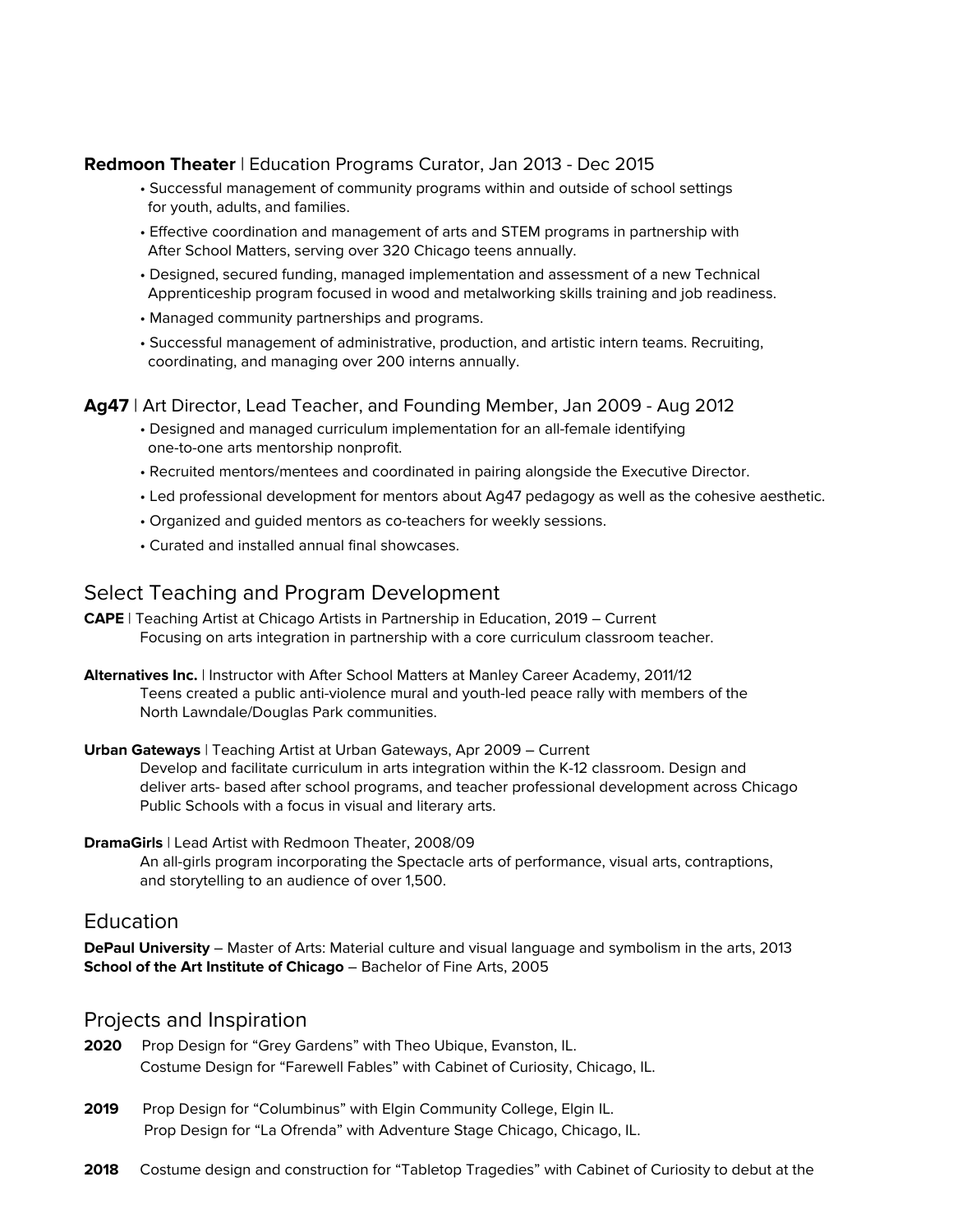**Redmoon Theater** | Education Programs Curator, Jan 2013 - Dec 2015

- Successful management of community programs within and outside of school settings for youth, adults, and families.
- Effective coordination and management of arts and STEM programs in partnership with After School Matters, serving over 320 Chicago teens annually.
- Designed, secured funding, managed implementation and assessment of a new Technical Apprenticeship program focused in wood and metalworking skills training and job readiness.
- Managed community partnerships and programs.
- Successful management of administrative, production, and artistic intern teams. Recruiting, coordinating, and managing over 200 interns annually.

**Ag47** | Art Director, Lead Teacher, and Founding Member, Jan 2009 - Aug 2012

- Designed and managed curriculum implementation for an all-female identifying one-to-one arts mentorship nonprofit.
- Recruited mentors/mentees and coordinated in pairing alongside the Executive Director.
- Led professional development for mentors about Ag47 pedagogy as well as the cohesive aesthetic.
- Organized and guided mentors as co-teachers for weekly sessions.
- Curated and installed annual final showcases.

## Select Teaching and Program Development

**CAPE** | Teaching Artist at Chicago Artists in Partnership in Education, 2019 – Current
Focusing on arts integration in partnership with a core curriculum classroom teacher.

**Alternatives Inc.** | Instructor with After School Matters at Manley Career Academy, 2011/12
Teens created a public anti-violence mural and youth-led peace rally with members of the North Lawndale/Douglas Park communities.

**Urban Gateways** | Teaching Artist at Urban Gateways, Apr 2009 – Current
Develop and facilitate curriculum in arts integration within the K-12 classroom. Design and deliver arts- based after school programs, and teacher professional development across Chicago Public Schools with a focus in visual and literary arts.

**DramaGirls** | Lead Artist with Redmoon Theater, 2008/09
An all-girls program incorporating the Spectacle arts of performance, visual arts, contraptions, and storytelling to an audience of over 1,500.

## Education

**DePaul University** – Master of Arts: Material culture and visual language and symbolism in the arts, 2013
**School of the Art Institute of Chicago** – Bachelor of Fine Arts, 2005

## Projects and Inspiration

**2020** Prop Design for "Grey Gardens" with Theo Ubique, Evanston, IL.
Costume Design for "Farewell Fables" with Cabinet of Curiosity, Chicago, IL.

**2019** Prop Design for "Columbinus" with Elgin Community College, Elgin IL.
Prop Design for "La Ofrenda" with Adventure Stage Chicago, Chicago, IL.

**2018** Costume design and construction for "Tabletop Tragedies" with Cabinet of Curiosity to debut at the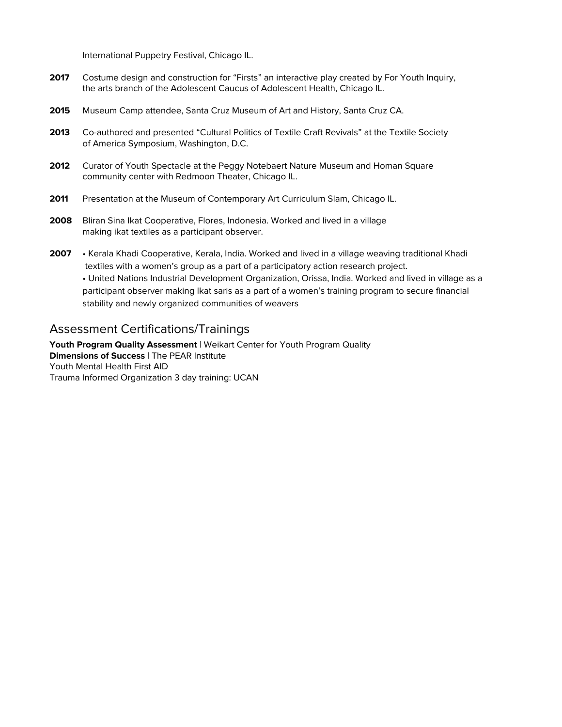International Puppetry Festival, Chicago IL.

**2017** Costume design and construction for "Firsts" an interactive play created by For Youth Inquiry, the arts branch of the Adolescent Caucus of Adolescent Health, Chicago IL.

**2015** Museum Camp attendee, Santa Cruz Museum of Art and History, Santa Cruz CA.

**2013** Co-authored and presented "Cultural Politics of Textile Craft Revivals" at the Textile Society of America Symposium, Washington, D.C.

**2012** Curator of Youth Spectacle at the Peggy Notebaert Nature Museum and Homan Square community center with Redmoon Theater, Chicago IL.

**2011** Presentation at the Museum of Contemporary Art Curriculum Slam, Chicago IL.

**2008** Bliran Sina Ikat Cooperative, Flores, Indonesia. Worked and lived in a village making ikat textiles as a participant observer.

**2007** • Kerala Khadi Cooperative, Kerala, India. Worked and lived in a village weaving traditional Khadi textiles with a women's group as a part of a participatory action research project.
• United Nations Industrial Development Organization, Orissa, India. Worked and lived in village as a participant observer making Ikat saris as a part of a women's training program to secure financial stability and newly organized communities of weavers

## Assessment Certifications/Trainings

**Youth Program Quality Assessment** | Weikart Center for Youth Program Quality
**Dimensions of Success** | The PEAR Institute
Youth Mental Health First AID
Trauma Informed Organization 3 day training: UCAN